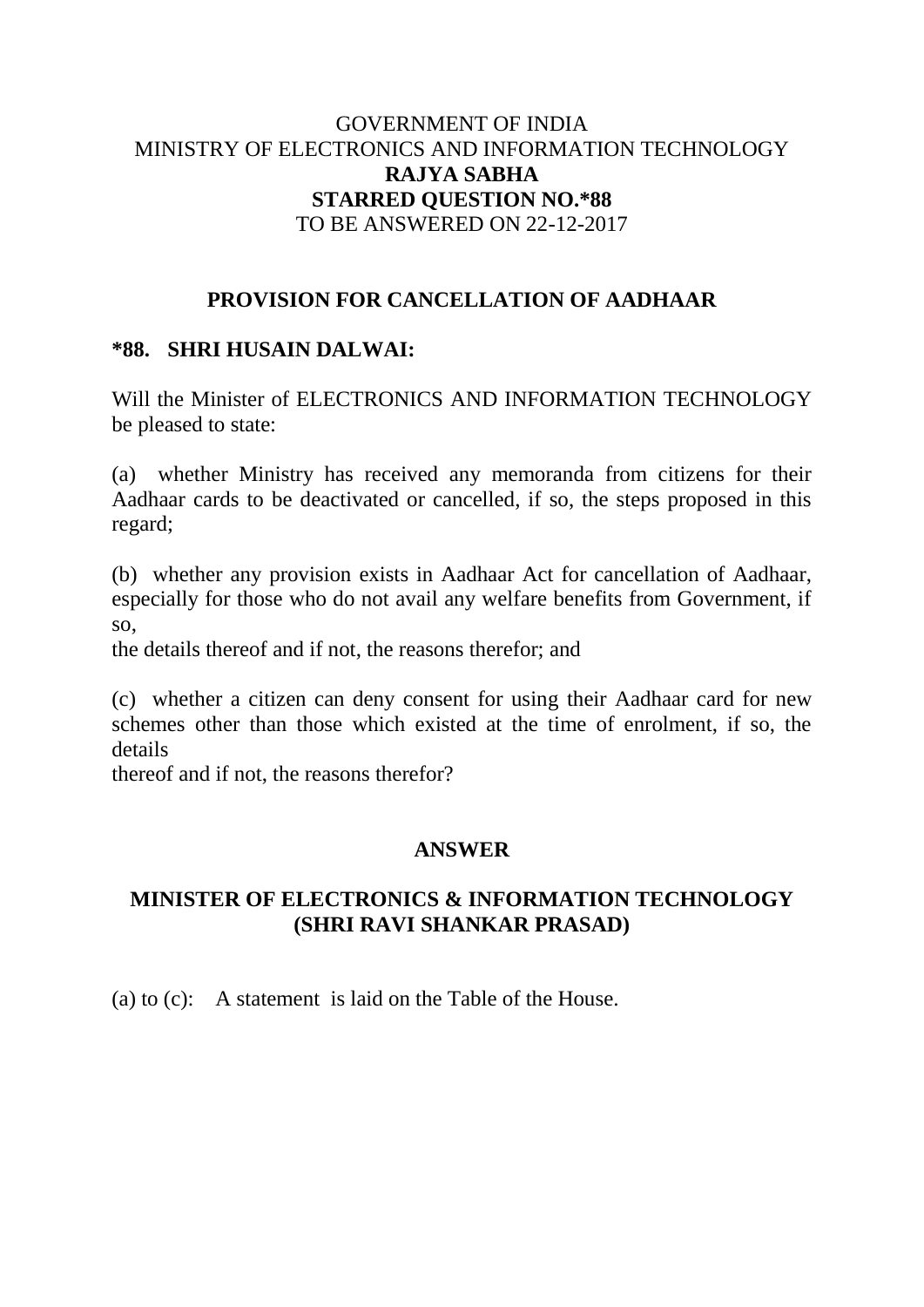GOVERNMENT OF INDIA
MINISTRY OF ELECTRONICS AND INFORMATION TECHNOLOGY
**RAJYA SABHA**
**STARRED QUESTION NO.*88**
TO BE ANSWERED ON 22-12-2017

## PROVISION FOR CANCELLATION OF AADHAAR

**\*88. SHRI HUSAIN DALWAI:**

Will the Minister of ELECTRONICS AND INFORMATION TECHNOLOGY be pleased to state:

(a) whether Ministry has received any memoranda from citizens for their Aadhaar cards to be deactivated or cancelled, if so, the steps proposed in this regard;

(b) whether any provision exists in Aadhaar Act for cancellation of Aadhaar, especially for those who do not avail any welfare benefits from Government, if so,
the details thereof and if not, the reasons therefor; and

(c) whether a citizen can deny consent for using their Aadhaar card for new schemes other than those which existed at the time of enrolment, if so, the details
thereof and if not, the reasons therefor?

### ANSWER

### MINISTER OF ELECTRONICS & INFORMATION TECHNOLOGY (SHRI RAVI SHANKAR PRASAD)

(a) to (c): A statement is laid on the Table of the House.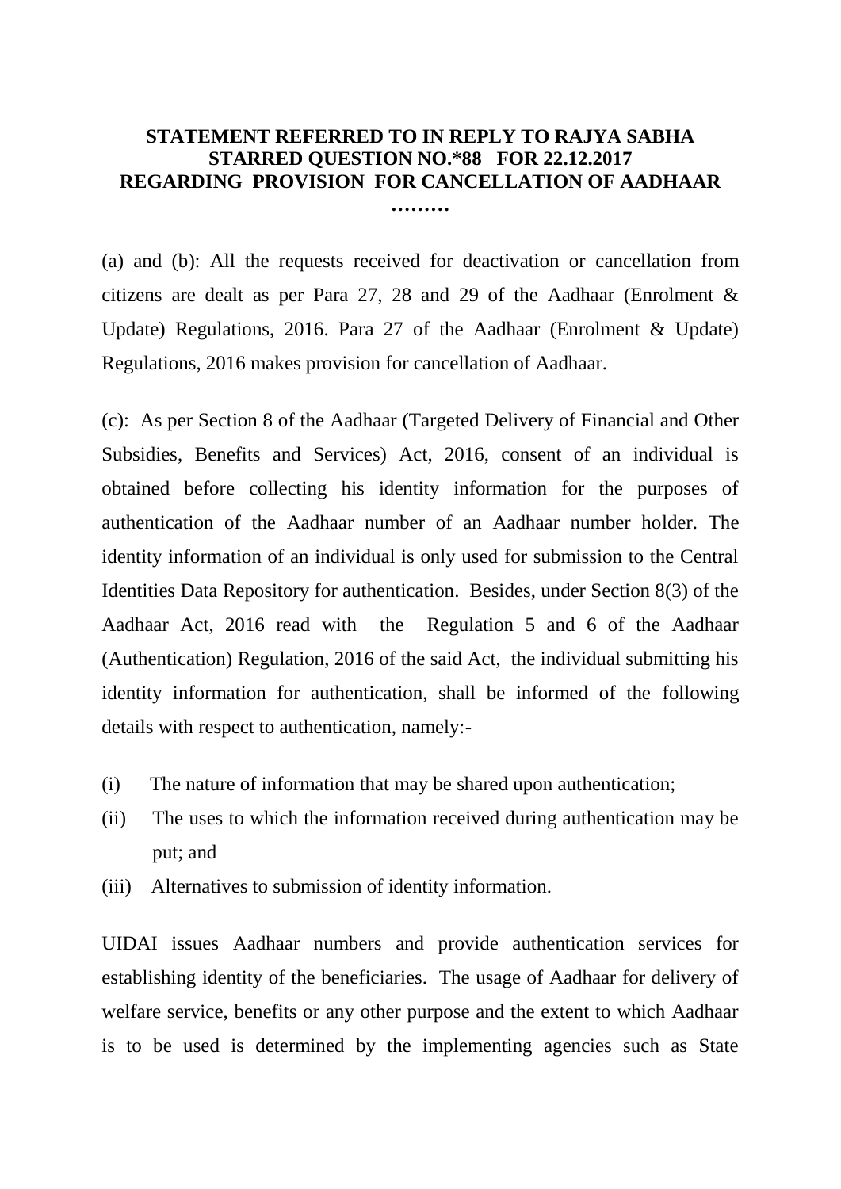**STATEMENT REFERRED TO IN REPLY TO RAJYA SABHA STARRED QUESTION NO.*88 FOR 22.12.2017 REGARDING PROVISION FOR CANCELLATION OF AADHAAR**

**………**

(a) and (b): All the requests received for deactivation or cancellation from citizens are dealt as per Para 27, 28 and 29 of the Aadhaar (Enrolment & Update) Regulations, 2016. Para 27 of the Aadhaar (Enrolment & Update) Regulations, 2016 makes provision for cancellation of Aadhaar.

(c): As per Section 8 of the Aadhaar (Targeted Delivery of Financial and Other Subsidies, Benefits and Services) Act, 2016, consent of an individual is obtained before collecting his identity information for the purposes of authentication of the Aadhaar number of an Aadhaar number holder. The identity information of an individual is only used for submission to the Central Identities Data Repository for authentication. Besides, under Section 8(3) of the Aadhaar Act, 2016 read with the Regulation 5 and 6 of the Aadhaar (Authentication) Regulation, 2016 of the said Act, the individual submitting his identity information for authentication, shall be informed of the following details with respect to authentication, namely:-

(i) The nature of information that may be shared upon authentication;

(ii) The uses to which the information received during authentication may be put; and

(iii) Alternatives to submission of identity information.

UIDAI issues Aadhaar numbers and provide authentication services for establishing identity of the beneficiaries. The usage of Aadhaar for delivery of welfare service, benefits or any other purpose and the extent to which Aadhaar is to be used is determined by the implementing agencies such as State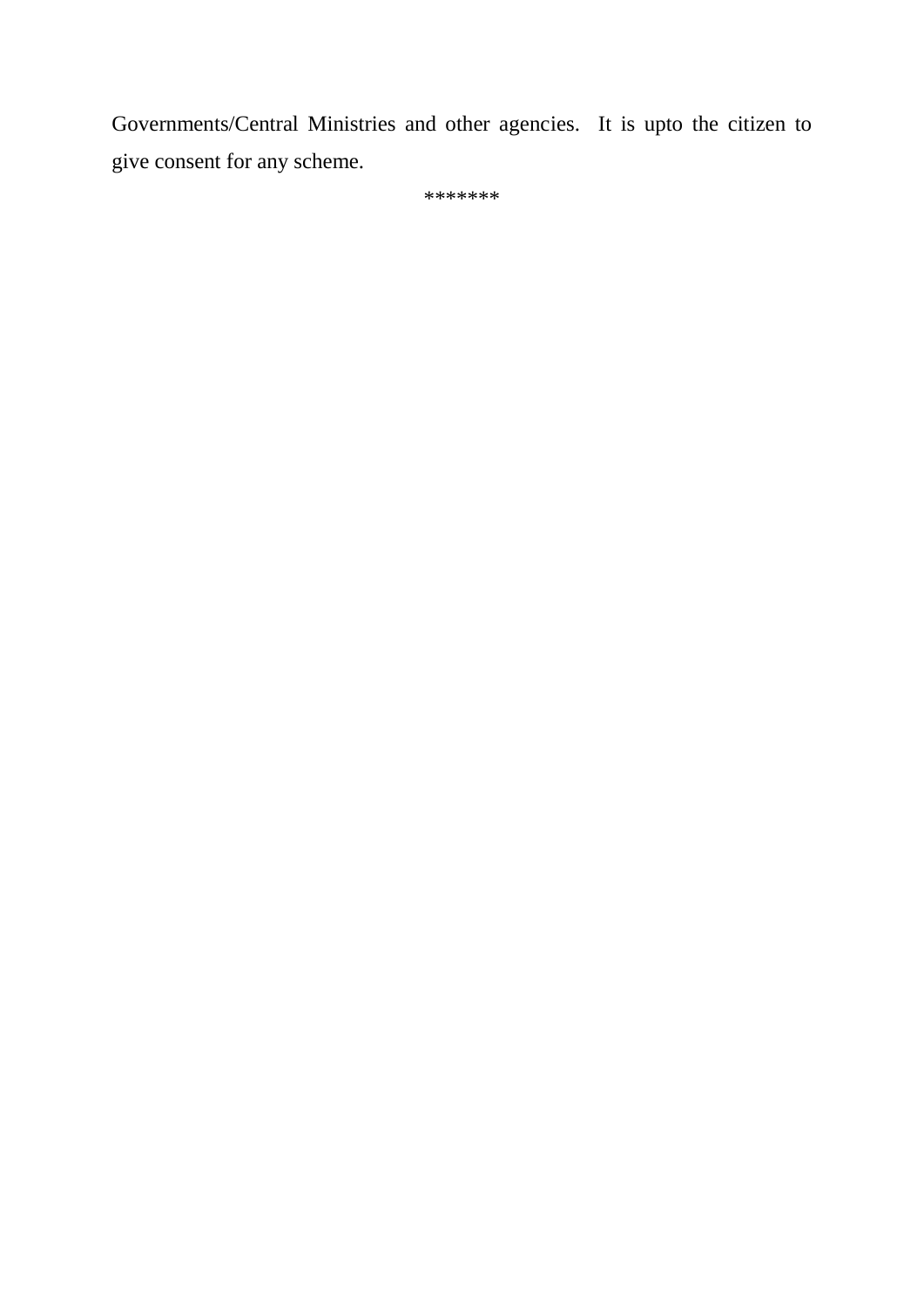Governments/Central Ministries and other agencies. It is upto the citizen to give consent for any scheme.

*******